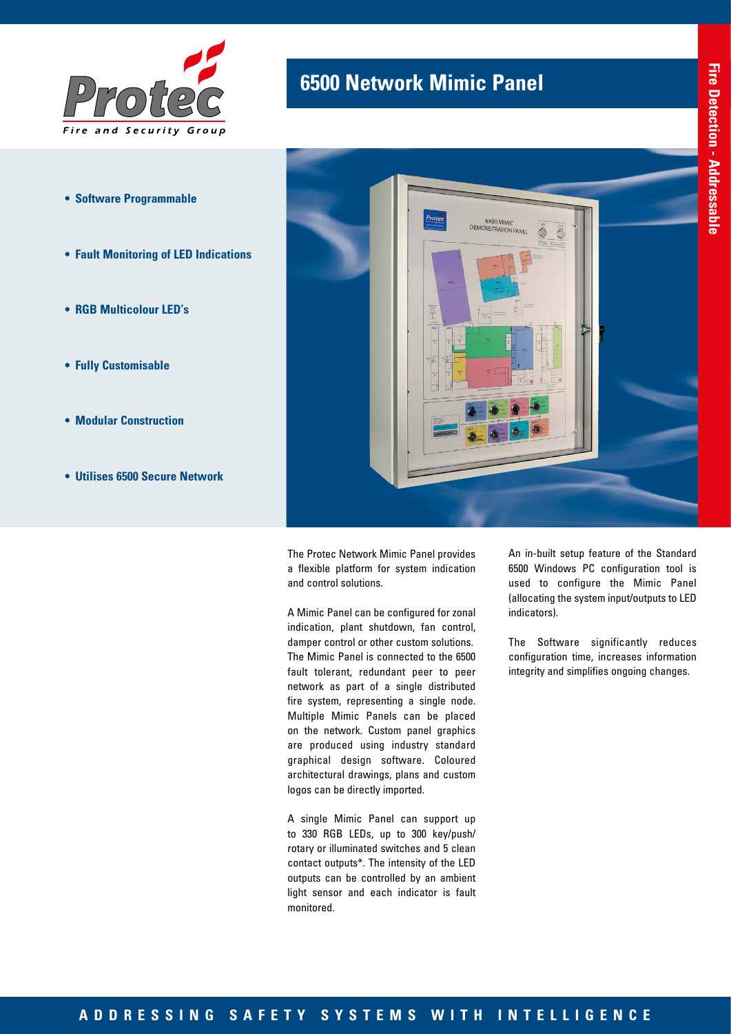Protec
Fire and Security Group

# 6500 Network Mimic Panel

Fire Detection - Addressable

- **Software Programmable**
- **Fault Monitoring of LED Indications**
- **RGB Multicolour LED's**
- **Fully Customisable**
- **Modular Construction**
- **Utilises 6500 Secure Network**

The Protec Network Mimic Panel provides a flexible platform for system indication and control solutions.

A Mimic Panel can be configured for zonal indication, plant shutdown, fan control, damper control or other custom solutions. The Mimic Panel is connected to the 6500 fault tolerant, redundant peer to peer network as part of a single distributed fire system, representing a single node. Multiple Mimic Panels can be placed on the network. Custom panel graphics are produced using industry standard graphical design software. Coloured architectural drawings, plans and custom logos can be directly imported.

A single Mimic Panel can support up to 330 RGB LEDs, up to 300 key/push/ rotary or illuminated switches and 5 clean contact outputs*. The intensity of the LED outputs can be controlled by an ambient light sensor and each indicator is fault monitored.

An in-built setup feature of the Standard 6500 Windows PC configuration tool is used to configure the Mimic Panel (allocating the system input/outputs to LED indicators).

The Software significantly reduces configuration time, increases information integrity and simplifies ongoing changes.

**ADDRESSING SAFETY SYSTEMS WITH INTELLIGENCE**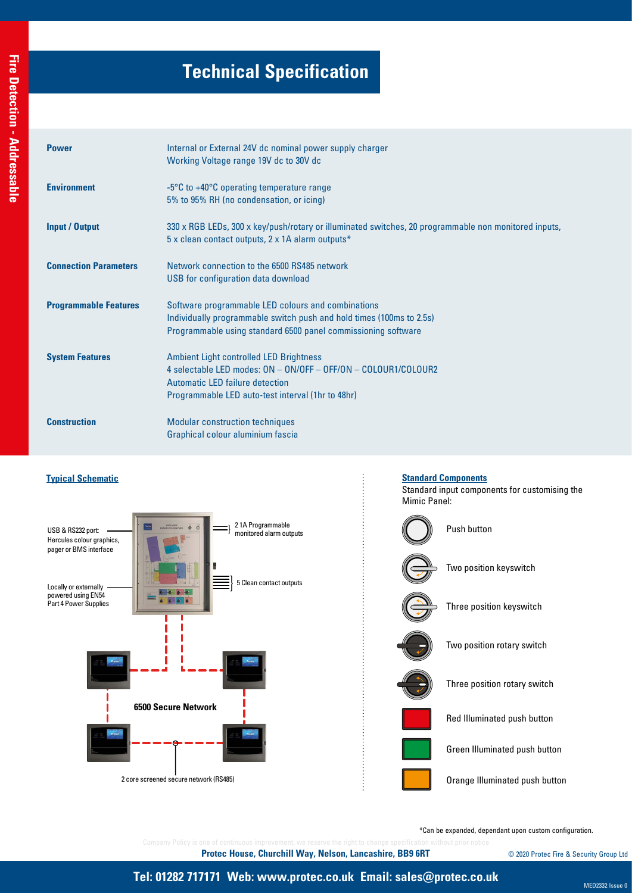# Technical Specification

| | |
|---|---|
| **Power** | Internal or External 24V dc nominal power supply charger<br>Working Voltage range 19V dc to 30V dc |
| **Environment** | -5°C to +40°C operating temperature range<br>5% to 95% RH (no condensation, or icing) |
| **Input / Output** | 330 x RGB LEDs, 300 x key/push/rotary or illuminated switches, 20 programmable non monitored inputs,<br>5 x clean contact outputs, 2 x 1A alarm outputs* |
| **Connection Parameters** | Network connection to the 6500 RS485 network<br>USB for configuration data download |
| **Programmable Features** | Software programmable LED colours and combinations<br>Individually programmable switch push and hold times (100ms to 2.5s)<br>Programmable using standard 6500 panel commissioning software |
| **System Features** | Ambient Light controlled LED Brightness<br>4 selectable LED modes: ON – ON/OFF – OFF/ON – COLOUR1/COLOUR2<br>Automatic LED failure detection<br>Programmable LED auto-test interval (1hr to 48hr) |
| **Construction** | Modular construction techniques<br>Graphical colour aluminium fascia |

**Typical Schematic**

USB & RS232 port:
Hercules colour graphics, pager or BMS interface

Locally or externally powered using EN54 Part 4 Power Supplies

2 1A Programmable monitored alarm outputs

5 Clean contact outputs

6500 Secure Network

2 core screened secure network (RS485)

**Standard Components**

Standard input components for customising the Mimic Panel:

- Push button
- Two position keyswitch
- Three position keyswitch
- Two position rotary switch
- Three position rotary switch
- Red Illuminated push button
- Green Illuminated push button
- Orange Illuminated push button

*Can be expanded, dependant upon custom configuration.

Company Policy is one of continuous improvement, we reserve the right to change specification without prior notice

**Protec House, Churchill Way, Nelson, Lancashire, BB9 6RT**

© 2020 Protec Fire & Security Group Ltd

**Tel: 01282 717171 Web: www.protec.co.uk Email: sales@protec.co.uk**

MED2332 Issue 0